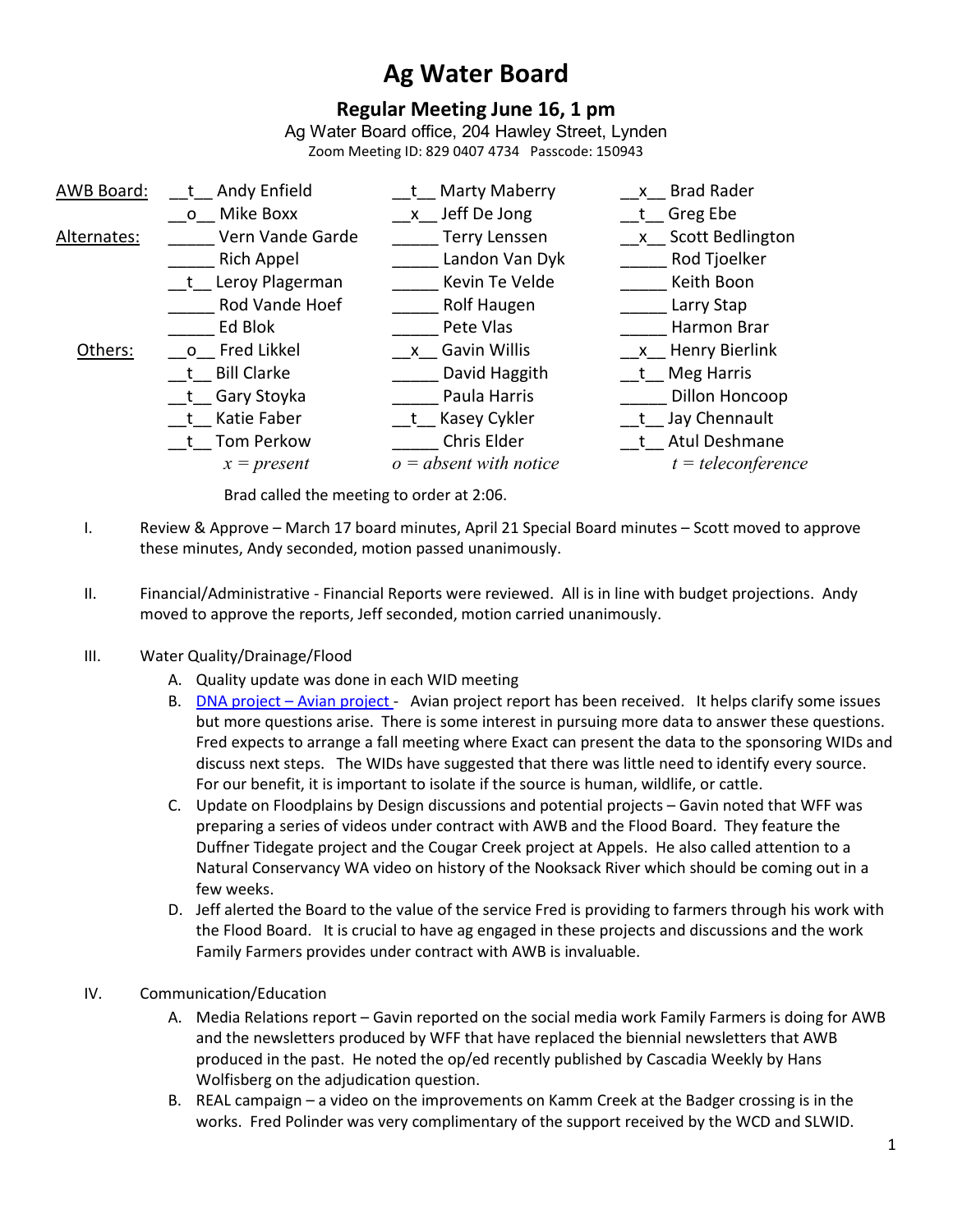# Ag Water Board

## Regular Meeting June 16, 1 pm

Ag Water Board office, 204 Hawley Street, Lynden

Zoom Meeting ID: 829 0407 4734 Passcode: 150943

| | | | |
|---|---|---|---|
| AWB Board: | __t__ Andy Enfield | __t__ Marty Maberry | __x__ Brad Rader |
| | __o__ Mike Boxx | __x__ Jeff De Jong | __t__ Greg Ebe |
| Alternates: | _____ Vern Vande Garde | _____ Terry Lenssen | __x__ Scott Bedlington |
| | _____ Rich Appel | _____ Landon Van Dyk | _____ Rod Tjoelker |
| | __t__ Leroy Plagerman | _____ Kevin Te Velde | _____ Keith Boon |
| | _____ Rod Vande Hoef | _____ Rolf Haugen | _____ Larry Stap |
| | _____ Ed Blok | _____ Pete Vlas | _____ Harmon Brar |
| Others: | __o__ Fred Likkel | __x__ Gavin Willis | __x__ Henry Bierlink |
| | __t__ Bill Clarke | _____ David Haggith | __t__ Meg Harris |
| | __t__ Gary Stoyka | _____ Paula Harris | _____ Dillon Honcoop |
| | __t__ Katie Faber | __t__ Kasey Cykler | __t__ Jay Chennault |
| | __t__ Tom Perkow | _____ Chris Elder | __t__ Atul Deshmane |
| | *x = present* | *o = absent with notice* | *t = teleconference* |

Brad called the meeting to order at 2:06.

I. Review & Approve – March 17 board minutes, April 21 Special Board minutes – Scott moved to approve these minutes, Andy seconded, motion passed unanimously.

II. Financial/Administrative - Financial Reports were reviewed. All is in line with budget projections. Andy moved to approve the reports, Jeff seconded, motion carried unanimously.

III. Water Quality/Drainage/Flood
   A. Quality update was done in each WID meeting
   B. DNA project – Avian project - Avian project report has been received. It helps clarify some issues but more questions arise. There is some interest in pursuing more data to answer these questions. Fred expects to arrange a fall meeting where Exact can present the data to the sponsoring WIDs and discuss next steps. The WIDs have suggested that there was little need to identify every source. For our benefit, it is important to isolate if the source is human, wildlife, or cattle.
   C. Update on Floodplains by Design discussions and potential projects – Gavin noted that WFF was preparing a series of videos under contract with AWB and the Flood Board. They feature the Duffner Tidegate project and the Cougar Creek project at Appels. He also called attention to a Natural Conservancy WA video on history of the Nooksack River which should be coming out in a few weeks.
   D. Jeff alerted the Board to the value of the service Fred is providing to farmers through his work with the Flood Board. It is crucial to have ag engaged in these projects and discussions and the work Family Farmers provides under contract with AWB is invaluable.

IV. Communication/Education
   A. Media Relations report – Gavin reported on the social media work Family Farmers is doing for AWB and the newsletters produced by WFF that have replaced the biennial newsletters that AWB produced in the past. He noted the op/ed recently published by Cascadia Weekly by Hans Wolfisberg on the adjudication question.
   B. REAL campaign – a video on the improvements on Kamm Creek at the Badger crossing is in the works. Fred Polinder was very complimentary of the support received by the WCD and SLWID.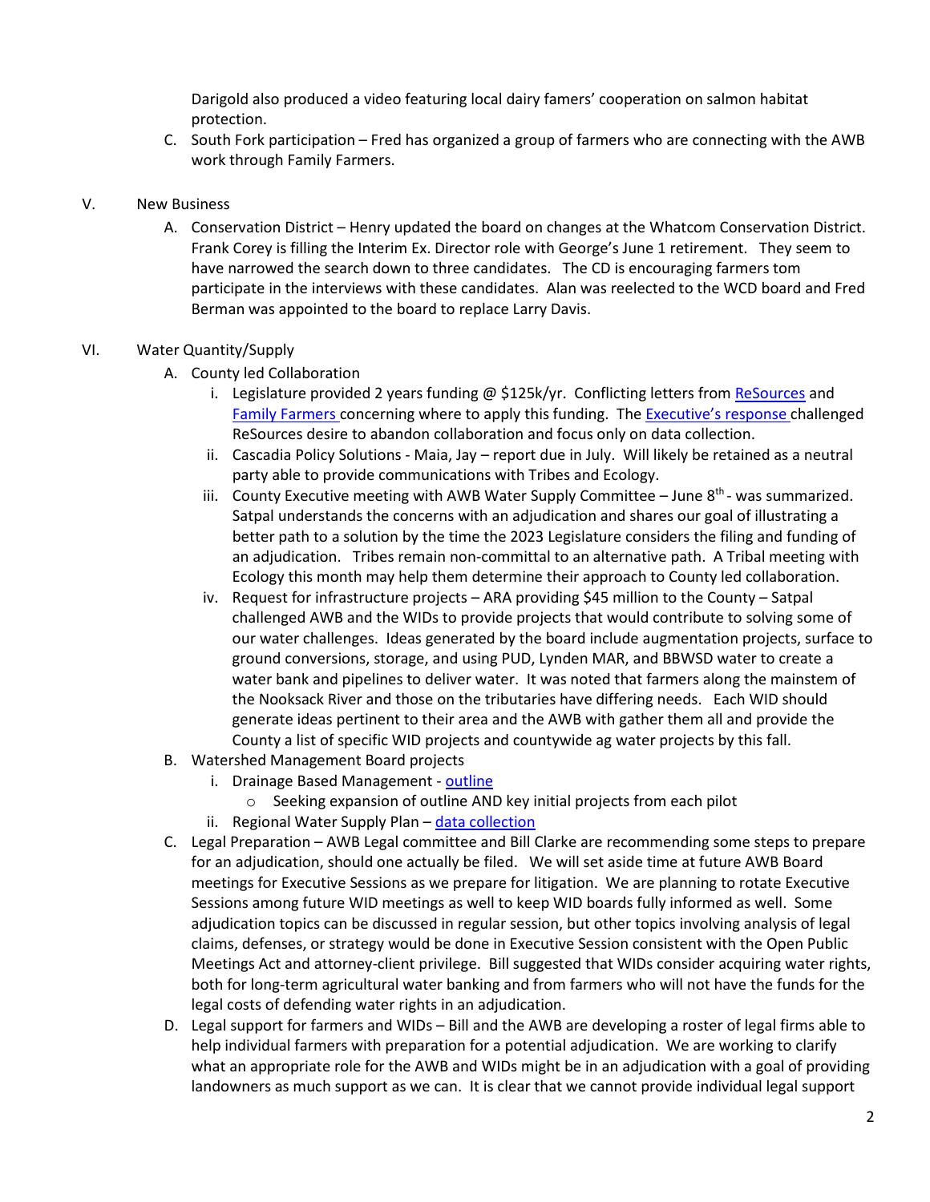Darigold also produced a video featuring local dairy famers' cooperation on salmon habitat protection.

C. South Fork participation – Fred has organized a group of farmers who are connecting with the AWB work through Family Farmers.

V. New Business

A. Conservation District – Henry updated the board on changes at the Whatcom Conservation District. Frank Corey is filling the Interim Ex. Director role with George's June 1 retirement. They seem to have narrowed the search down to three candidates. The CD is encouraging farmers tom participate in the interviews with these candidates. Alan was reelected to the WCD board and Fred Berman was appointed to the board to replace Larry Davis.

VI. Water Quantity/Supply

A. County led Collaboration

i. Legislature provided 2 years funding @ $125k/yr. Conflicting letters from ReSources and Family Farmers concerning where to apply this funding. The Executive's response challenged ReSources desire to abandon collaboration and focus only on data collection.

ii. Cascadia Policy Solutions - Maia, Jay – report due in July. Will likely be retained as a neutral party able to provide communications with Tribes and Ecology.

iii. County Executive meeting with AWB Water Supply Committee – June 8th - was summarized. Satpal understands the concerns with an adjudication and shares our goal of illustrating a better path to a solution by the time the 2023 Legislature considers the filing and funding of an adjudication. Tribes remain non-committal to an alternative path. A Tribal meeting with Ecology this month may help them determine their approach to County led collaboration.

iv. Request for infrastructure projects – ARA providing $45 million to the County – Satpal challenged AWB and the WIDs to provide projects that would contribute to solving some of our water challenges. Ideas generated by the board include augmentation projects, surface to ground conversions, storage, and using PUD, Lynden MAR, and BBWSD water to create a water bank and pipelines to deliver water. It was noted that farmers along the mainstem of the Nooksack River and those on the tributaries have differing needs. Each WID should generate ideas pertinent to their area and the AWB with gather them all and provide the County a list of specific WID projects and countywide ag water projects by this fall.

B. Watershed Management Board projects

i. Drainage Based Management - outline
   - Seeking expansion of outline AND key initial projects from each pilot

ii. Regional Water Supply Plan – data collection

C. Legal Preparation – AWB Legal committee and Bill Clarke are recommending some steps to prepare for an adjudication, should one actually be filed. We will set aside time at future AWB Board meetings for Executive Sessions as we prepare for litigation. We are planning to rotate Executive Sessions among future WID meetings as well to keep WID boards fully informed as well. Some adjudication topics can be discussed in regular session, but other topics involving analysis of legal claims, defenses, or strategy would be done in Executive Session consistent with the Open Public Meetings Act and attorney-client privilege. Bill suggested that WIDs consider acquiring water rights, both for long-term agricultural water banking and from farmers who will not have the funds for the legal costs of defending water rights in an adjudication.

D. Legal support for farmers and WIDs – Bill and the AWB are developing a roster of legal firms able to help individual farmers with preparation for a potential adjudication. We are working to clarify what an appropriate role for the AWB and WIDs might be in an adjudication with a goal of providing landowners as much support as we can. It is clear that we cannot provide individual legal support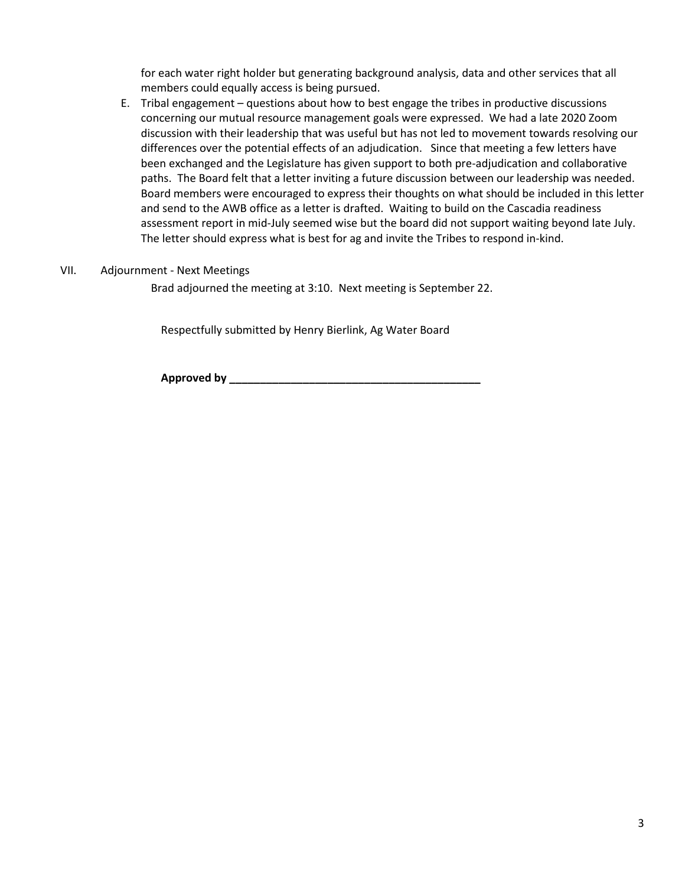for each water right holder but generating background analysis, data and other services that all members could equally access is being pursued.

E. Tribal engagement – questions about how to best engage the tribes in productive discussions concerning our mutual resource management goals were expressed. We had a late 2020 Zoom discussion with their leadership that was useful but has not led to movement towards resolving our differences over the potential effects of an adjudication. Since that meeting a few letters have been exchanged and the Legislature has given support to both pre-adjudication and collaborative paths. The Board felt that a letter inviting a future discussion between our leadership was needed. Board members were encouraged to express their thoughts on what should be included in this letter and send to the AWB office as a letter is drafted. Waiting to build on the Cascadia readiness assessment report in mid-July seemed wise but the board did not support waiting beyond late July. The letter should express what is best for ag and invite the Tribes to respond in-kind.

VII. Adjournment - Next Meetings

Brad adjourned the meeting at 3:10. Next meeting is September 22.

Respectfully submitted by Henry Bierlink, Ag Water Board

**Approved by \_\_\_\_\_\_\_\_\_\_\_\_\_\_\_\_\_\_\_\_\_\_\_\_\_\_\_\_\_\_\_\_\_\_\_\_\_\_\_\_**